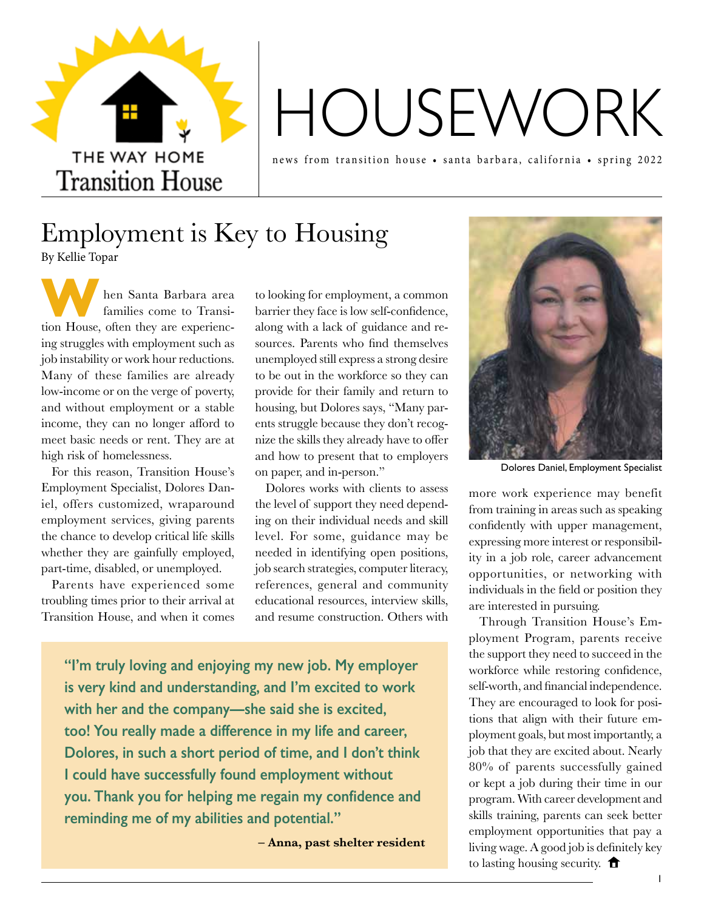THE WAY HOME
Transition House

# HOUSEWORK

news from transition house • santa barbara, california • spring 2022

## Employment is Key to Housing

By Kellie Topar

When Santa Barbara area families come to Transition House, often they are experiencing struggles with employment such as job instability or work hour reductions. Many of these families are already low-income or on the verge of poverty, and without employment or a stable income, they can no longer afford to meet basic needs or rent. They are at high risk of homelessness.

For this reason, Transition House's Employment Specialist, Dolores Daniel, offers customized, wraparound employment services, giving parents the chance to develop critical life skills whether they are gainfully employed, part-time, disabled, or unemployed.

Parents have experienced some troubling times prior to their arrival at Transition House, and when it comes to looking for employment, a common barrier they face is low self-confidence, along with a lack of guidance and resources. Parents who find themselves unemployed still express a strong desire to be out in the workforce so they can provide for their family and return to housing, but Dolores says, "Many parents struggle because they don't recognize the skills they already have to offer and how to present that to employers on paper, and in-person."

Dolores works with clients to assess the level of support they need depending on their individual needs and skill level. For some, guidance may be needed in identifying open positions, job search strategies, computer literacy, references, general and community educational resources, interview skills, and resume construction. Others with more work experience may benefit from training in areas such as speaking confidently with upper management, expressing more interest or responsibility in a job role, career advancement opportunities, or networking with individuals in the field or position they are interested in pursuing.

Dolores Daniel, Employment Specialist

Through Transition House's Employment Program, parents receive the support they need to succeed in the workforce while restoring confidence, self-worth, and financial independence. They are encouraged to look for positions that align with their future employment goals, but most importantly, a job that they are excited about. Nearly 80% of parents successfully gained or kept a job during their time in our program. With career development and skills training, parents can seek better employment opportunities that pay a living wage. A good job is definitely key to lasting housing security.

> **"I'm truly loving and enjoying my new job. My employer is very kind and understanding, and I'm excited to work with her and the company—she said she is excited, too! You really made a difference in my life and career, Dolores, in such a short period of time, and I don't think I could have successfully found employment without you. Thank you for helping me regain my confidence and reminding me of my abilities and potential."**
>
> **– Anna, past shelter resident**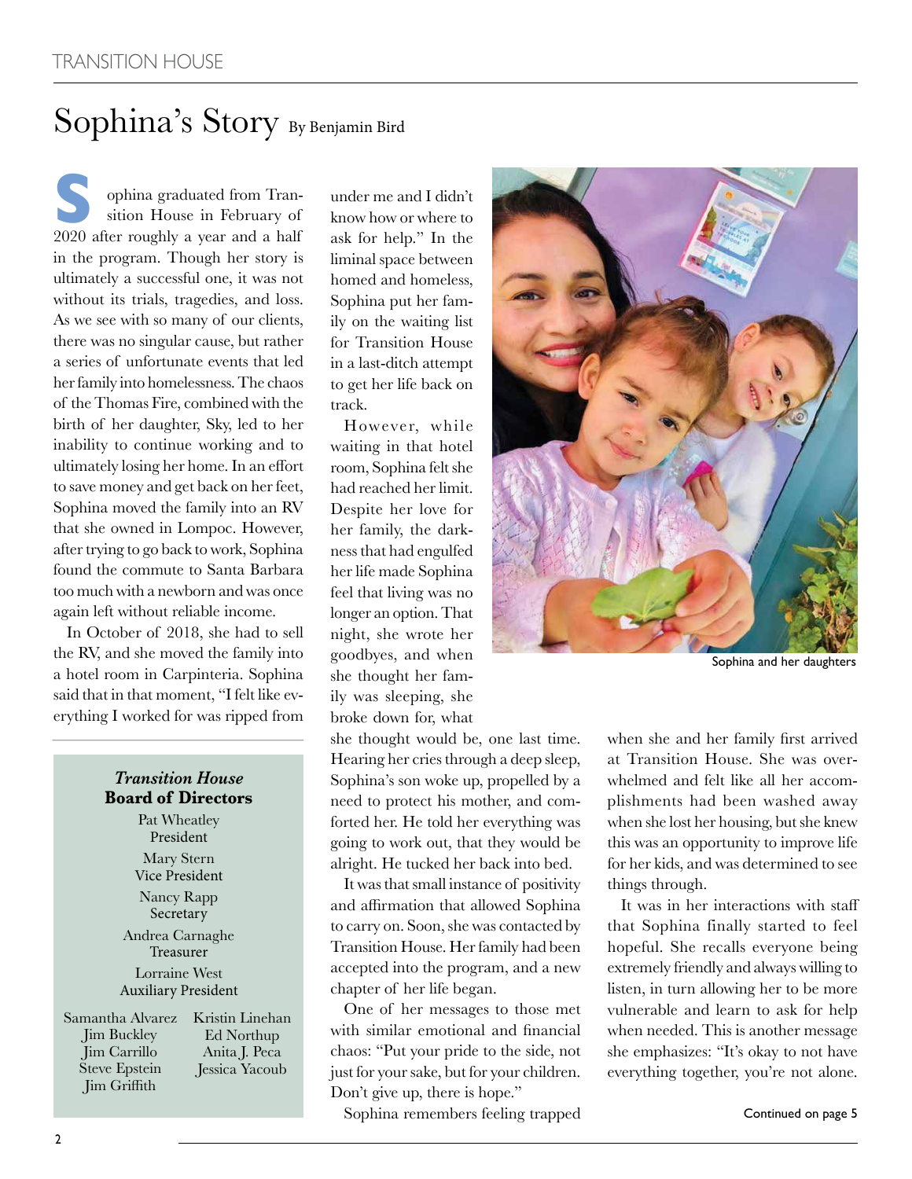# Sophina's Story By Benjamin Bird

Sophina graduated from Transition House in February of 2020 after roughly a year and a half in the program. Though her story is ultimately a successful one, it was not without its trials, tragedies, and loss. As we see with so many of our clients, there was no singular cause, but rather a series of unfortunate events that led her family into homelessness. The chaos of the Thomas Fire, combined with the birth of her daughter, Sky, led to her inability to continue working and to ultimately losing her home. In an effort to save money and get back on her feet, Sophina moved the family into an RV that she owned in Lompoc. However, after trying to go back to work, Sophina found the commute to Santa Barbara too much with a newborn and was once again left without reliable income.

In October of 2018, she had to sell the RV, and she moved the family into a hotel room in Carpinteria. Sophina said that in that moment, "I felt like everything I worked for was ripped from under me and I didn't know how or where to ask for help." In the liminal space between homed and homeless, Sophina put her family on the waiting list for Transition House in a last-ditch attempt to get her life back on track.

However, while waiting in that hotel room, Sophina felt she had reached her limit. Despite her love for her family, the darkness that had engulfed her life made Sophina feel that living was no longer an option. That night, she wrote her goodbyes, and when she thought her family was sleeping, she broke down for, what she thought would be, one last time. Hearing her cries through a deep sleep, Sophina's son woke up, propelled by a need to protect his mother, and comforted her. He told her everything was going to work out, that they would be alright. He tucked her back into bed.

It was that small instance of positivity and affirmation that allowed Sophina to carry on. Soon, she was contacted by Transition House. Her family had been accepted into the program, and a new chapter of her life began.

One of her messages to those met with similar emotional and financial chaos: "Put your pride to the side, not just for your sake, but for your children. Don't give up, there is hope."

Sophina remembers feeling trapped when she and her family first arrived at Transition House. She was overwhelmed and felt like all her accomplishments had been washed away when she lost her housing, but she knew this was an opportunity to improve life for her kids, and was determined to see things through.

It was in her interactions with staff that Sophina finally started to feel hopeful. She recalls everyone being extremely friendly and always willing to listen, in turn allowing her to be more vulnerable and learn to ask for help when needed. This is another message she emphasizes: "It's okay to not have everything together, you're not alone.

Continued on page 5

Sophina and her daughters

***Transition House* Board of Directors**

Pat Wheatley
President

Mary Stern
Vice President

Nancy Rapp
Secretary

Andrea Carnaghe
Treasurer

Lorraine West
Auxiliary President

Samantha Alvarez
Jim Buckley
Jim Carrillo
Steve Epstein
Jim Griffith
Kristin Linehan
Ed Northup
Anita J. Peca
Jessica Yacoub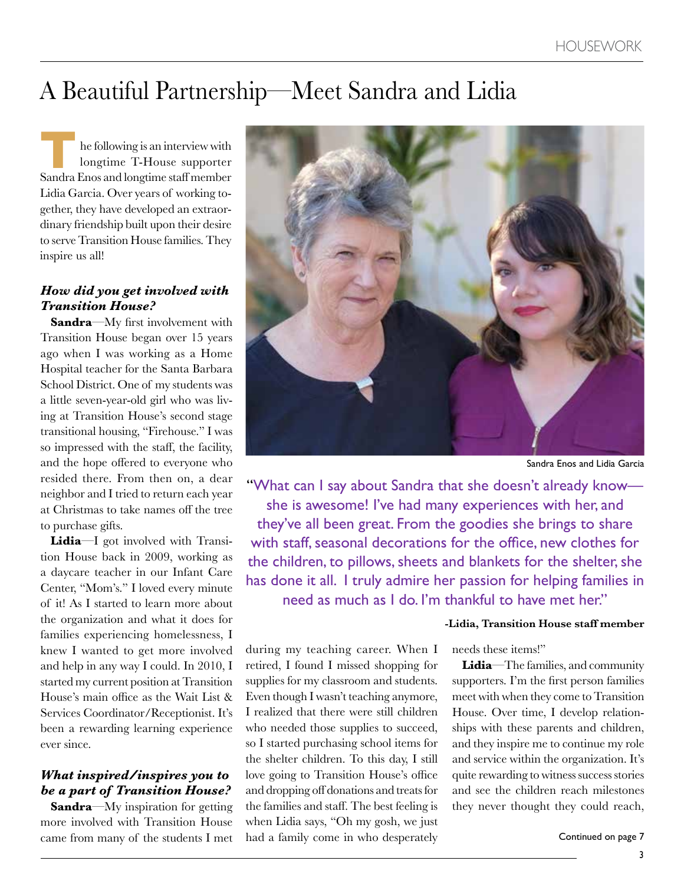# A Beautiful Partnership—Meet Sandra and Lidia

The following is an interview with longtime T-House supporter Sandra Enos and longtime staff member Lidia Garcia. Over years of working together, they have developed an extraordinary friendship built upon their desire to serve Transition House families. They inspire us all!

### *How did you get involved with Transition House?*

**Sandra**—My first involvement with Transition House began over 15 years ago when I was working as a Home Hospital teacher for the Santa Barbara School District. One of my students was a little seven-year-old girl who was living at Transition House's second stage transitional housing, "Firehouse." I was so impressed with the staff, the facility, and the hope offered to everyone who resided there. From then on, a dear neighbor and I tried to return each year at Christmas to take names off the tree to purchase gifts.

**Lidia**—I got involved with Transition House back in 2009, working as a daycare teacher in our Infant Care Center, "Mom's." I loved every minute of it! As I started to learn more about the organization and what it does for families experiencing homelessness, I knew I wanted to get more involved and help in any way I could. In 2010, I started my current position at Transition House's main office as the Wait List & Services Coordinator/Receptionist. It's been a rewarding learning experience ever since.

Sandra Enos and Lidia Garcia

"What can I say about Sandra that she doesn't already know—she is awesome! I've had many experiences with her, and they've all been great. From the goodies she brings to share with staff, seasonal decorations for the office, new clothes for the children, to pillows, sheets and blankets for the shelter, she has done it all. I truly admire her passion for helping families in need as much as I do. I'm thankful to have met her."

**-Lidia, Transition House staff member**

### *What inspired/inspires you to be a part of Transition House?*

**Sandra**—My inspiration for getting more involved with Transition House came from many of the students I met during my teaching career. When I retired, I found I missed shopping for supplies for my classroom and students. Even though I wasn't teaching anymore, I realized that there were still children who needed those supplies to succeed, so I started purchasing school items for the shelter children. To this day, I still love going to Transition House's office and dropping off donations and treats for the families and staff. The best feeling is when Lidia says, "Oh my gosh, we just had a family come in who desperately needs these items!"

**Lidia**—The families, and community supporters. I'm the first person families meet with when they come to Transition House. Over time, I develop relationships with these parents and children, and they inspire me to continue my role and service within the organization. It's quite rewarding to witness success stories and see the children reach milestones they never thought they could reach,

Continued on page 7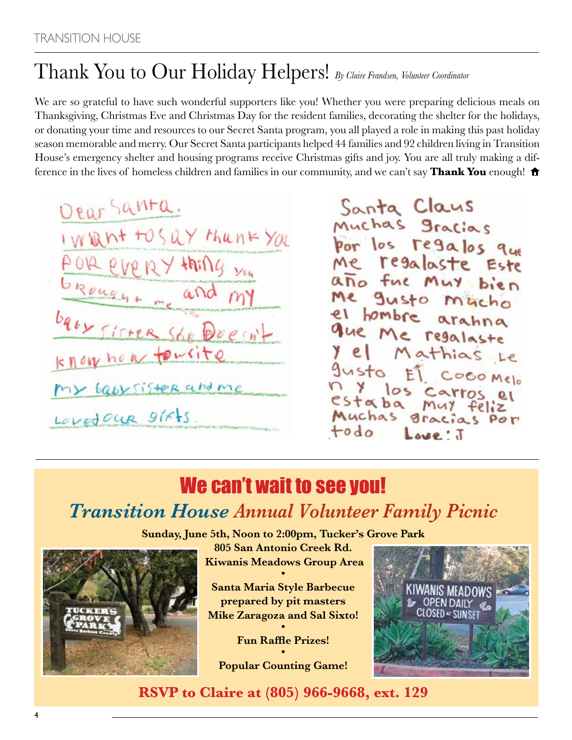# Thank You to Our Holiday Helpers! *By Claire Frandsen, Volunteer Coordinator*

We are so grateful to have such wonderful supporters like you! Whether you were preparing delicious meals on Thanksgiving, Christmas Eve and Christmas Day for the resident families, decorating the shelter for the holidays, or donating your time and resources to our Secret Santa program, you all played a role in making this past holiday season memorable and merry. Our Secret Santa participants helped 44 families and 92 children living in Transition House's emergency shelter and housing programs receive Christmas gifts and joy. You are all truly making a difference in the lives of homeless children and families in our community, and we can't say **Thank You** enough!

Dear Santa.
I want to say thank you
for every thing you
brought me and my
baby sister she doesn't
know how to write
my baby sister and me
loved our gifts.

Santa Claus
Muchas gracias
por los regalos que
me regalaste Este
año fue muy bien
me gusto mucho
el hombre arahna
que me regalaste
y el Mathias le
gusto El CocoMelo
n y los carros el
estaba muy feliz
Muchas gracias por
todo Love: J

---

## We can't wait to see you!

### *Transition House Annual Volunteer Family Picnic*

**Sunday, June 5th, Noon to 2:00pm, Tucker's Grove Park**

**805 San Antonio Creek Rd.**
**Kiwanis Meadows Group Area**

•

**Santa Maria Style Barbecue prepared by pit masters Mike Zaragoza and Sal Sixto!**

•

**Fun Raffle Prizes!**

•

**Popular Counting Game!**

**RSVP to Claire at (805) 966-9668, ext. 129**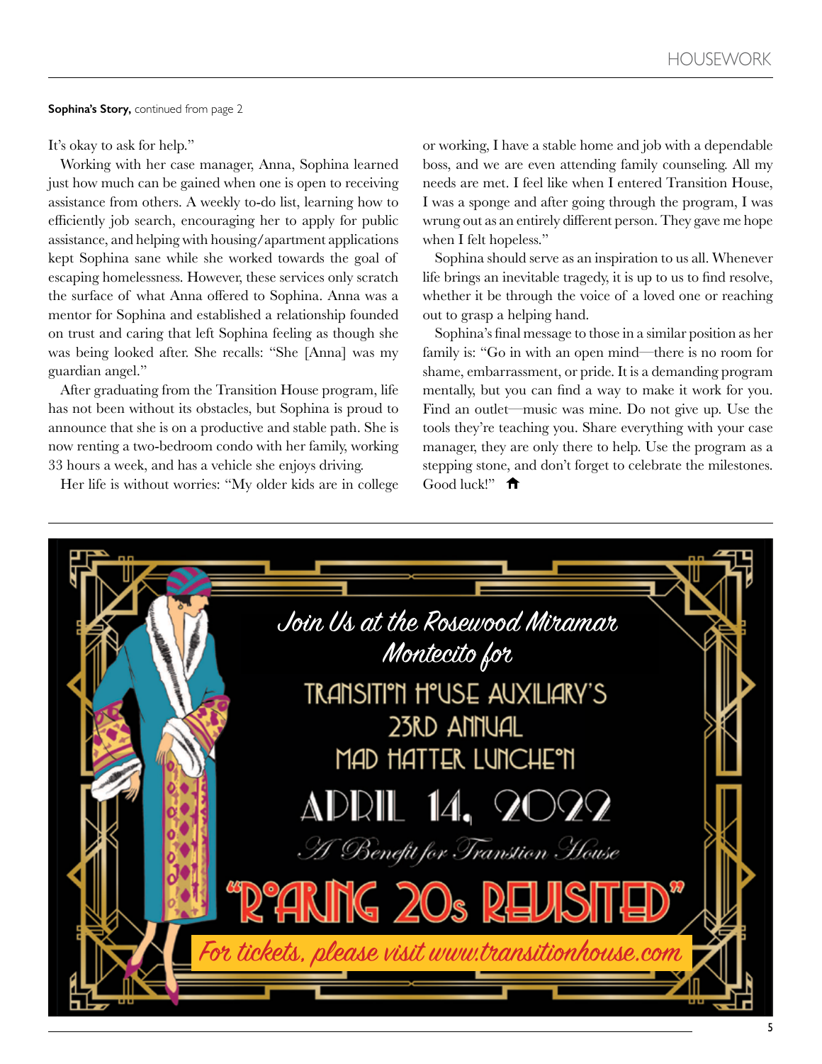**Sophina's Story,** continued from page 2

It's okay to ask for help."

Working with her case manager, Anna, Sophina learned just how much can be gained when one is open to receiving assistance from others. A weekly to-do list, learning how to efficiently job search, encouraging her to apply for public assistance, and helping with housing/apartment applications kept Sophina sane while she worked towards the goal of escaping homelessness. However, these services only scratch the surface of what Anna offered to Sophina. Anna was a mentor for Sophina and established a relationship founded on trust and caring that left Sophina feeling as though she was being looked after. She recalls: "She [Anna] was my guardian angel."

After graduating from the Transition House program, life has not been without its obstacles, but Sophina is proud to announce that she is on a productive and stable path. She is now renting a two-bedroom condo with her family, working 33 hours a week, and has a vehicle she enjoys driving.

Her life is without worries: "My older kids are in college or working, I have a stable home and job with a dependable boss, and we are even attending family counseling. All my needs are met. I feel like when I entered Transition House, I was a sponge and after going through the program, I was wrung out as an entirely different person. They gave me hope when I felt hopeless."

Sophina should serve as an inspiration to us all. Whenever life brings an inevitable tragedy, it is up to us to find resolve, whether it be through the voice of a loved one or reaching out to grasp a helping hand.

Sophina's final message to those in a similar position as her family is: "Go in with an open mind—there is no room for shame, embarrassment, or pride. It is a demanding program mentally, but you can find a way to make it work for you. Find an outlet—music was mine. Do not give up. Use the tools they're teaching you. Share everything with your case manager, they are only there to help. Use the program as a stepping stone, and don't forget to celebrate the milestones. Good luck!"

*Join Us at the Rosewood Miramar Montecito for*

TRANSITION HOUSE AUXILIARY'S 23RD ANNUAL MAD HATTER LUNCHEON

APRIL 14, 2022

*A Benefit for Transtion House*

"ROARING 20s REVISITED"

*For tickets, please visit www.transitionhouse.com*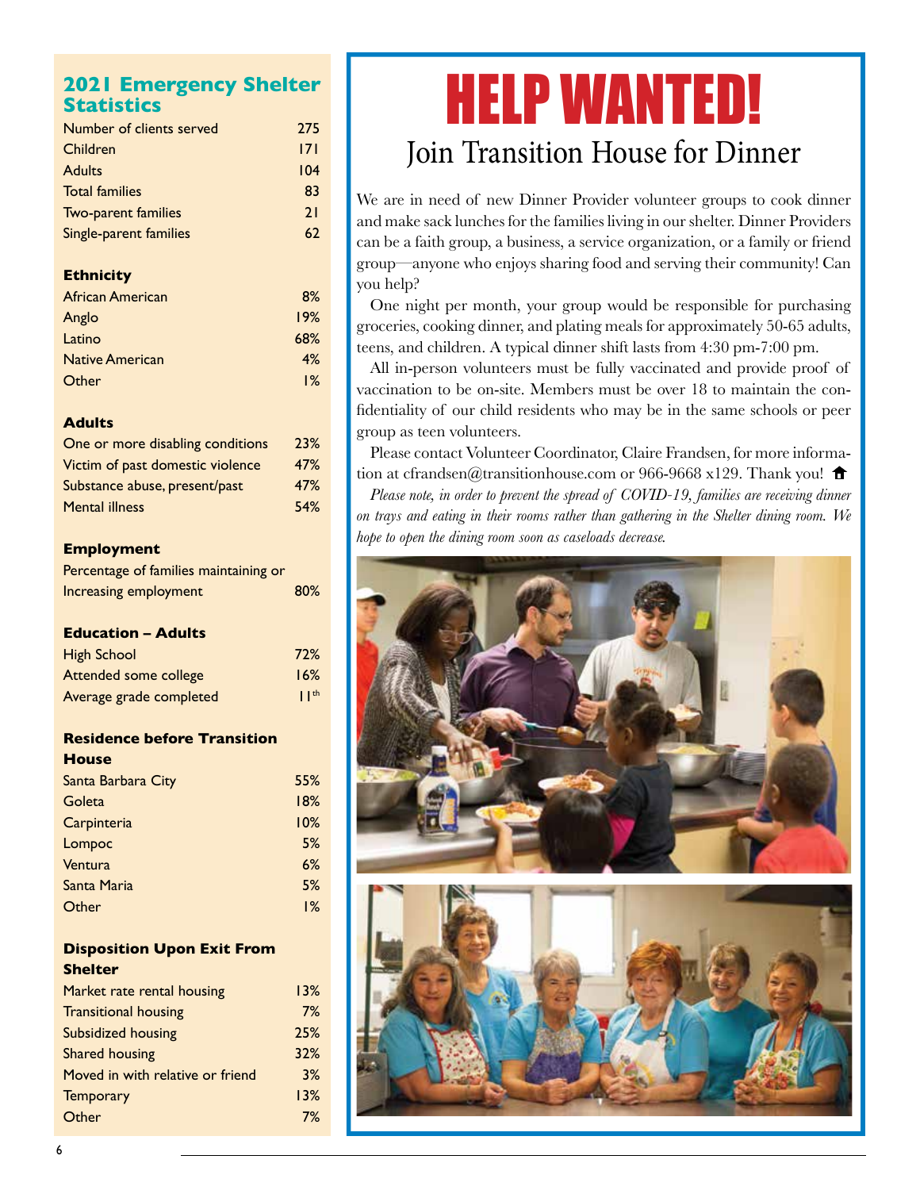## 2021 Emergency Shelter Statistics

| | |
|---|---|
| Number of clients served | 275 |
| Children | 171 |
| Adults | 104 |
| Total families | 83 |
| Two-parent families | 21 |
| Single-parent families | 62 |

### Ethnicity

| | |
|---|---|
| African American | 8% |
| Anglo | 19% |
| Latino | 68% |
| Native American | 4% |
| Other | 1% |

### Adults

| | |
|---|---|
| One or more disabling conditions | 23% |
| Victim of past domestic violence | 47% |
| Substance abuse, present/past | 47% |
| Mental illness | 54% |

### Employment

| | |
|---|---|
| Percentage of families maintaining or Increasing employment | 80% |

### Education – Adults

| | |
|---|---|
| High School | 72% |
| Attended some college | 16% |
| Average grade completed | 11th |

### Residence before Transition House

| | |
|---|---|
| Santa Barbara City | 55% |
| Goleta | 18% |
| Carpinteria | 10% |
| Lompoc | 5% |
| Ventura | 6% |
| Santa Maria | 5% |
| Other | 1% |

### Disposition Upon Exit From Shelter

| | |
|---|---|
| Market rate rental housing | 13% |
| Transitional housing | 7% |
| Subsidized housing | 25% |
| Shared housing | 32% |
| Moved in with relative or friend | 3% |
| Temporary | 13% |
| Other | 7% |

# HELP WANTED!

## Join Transition House for Dinner

We are in need of new Dinner Provider volunteer groups to cook dinner and make sack lunches for the families living in our shelter. Dinner Providers can be a faith group, a business, a service organization, or a family or friend group—anyone who enjoys sharing food and serving their community! Can you help?

One night per month, your group would be responsible for purchasing groceries, cooking dinner, and plating meals for approximately 50-65 adults, teens, and children. A typical dinner shift lasts from 4:30 pm-7:00 pm.

All in-person volunteers must be fully vaccinated and provide proof of vaccination to be on-site. Members must be over 18 to maintain the confidentiality of our child residents who may be in the same schools or peer group as teen volunteers.

Please contact Volunteer Coordinator, Claire Frandsen, for more information at cfrandsen@transitionhouse.com or 966-9668 x129. Thank you!

*Please note, in order to prevent the spread of COVID-19, families are receiving dinner on trays and eating in their rooms rather than gathering in the Shelter dining room. We hope to open the dining room soon as caseloads decrease.*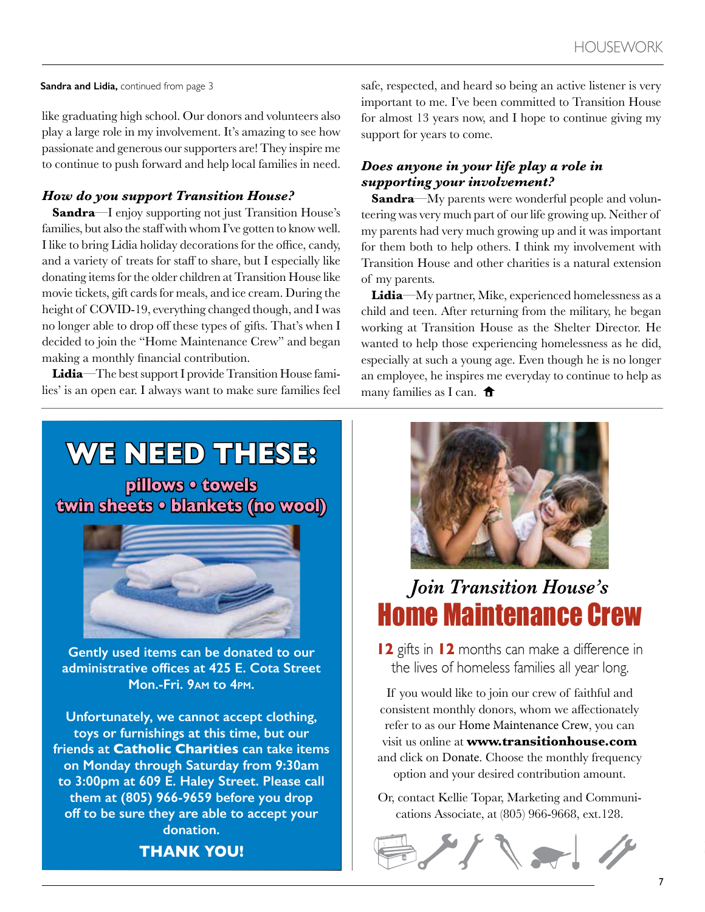**Sandra and Lidia,** continued from page 3

like graduating high school. Our donors and volunteers also play a large role in my involvement. It's amazing to see how passionate and generous our supporters are! They inspire me to continue to push forward and help local families in need.

### *How do you support Transition House?*

**Sandra**—I enjoy supporting not just Transition House's families, but also the staff with whom I've gotten to know well. I like to bring Lidia holiday decorations for the office, candy, and a variety of treats for staff to share, but I especially like donating items for the older children at Transition House like movie tickets, gift cards for meals, and ice cream. During the height of COVID-19, everything changed though, and I was no longer able to drop off these types of gifts. That's when I decided to join the "Home Maintenance Crew" and began making a monthly financial contribution.

**Lidia**—The best support I provide Transition House families' is an open ear. I always want to make sure families feel safe, respected, and heard so being an active listener is very important to me. I've been committed to Transition House for almost 13 years now, and I hope to continue giving my support for years to come.

### *Does anyone in your life play a role in supporting your involvement?*

**Sandra**—My parents were wonderful people and volunteering was very much part of our life growing up. Neither of my parents had very much growing up and it was important for them both to help others. I think my involvement with Transition House and other charities is a natural extension of my parents.

**Lidia**—My partner, Mike, experienced homelessness as a child and teen. After returning from the military, he began working at Transition House as the Shelter Director. He wanted to help those experiencing homelessness as he did, especially at such a young age. Even though he is no longer an employee, he inspires me everyday to continue to help as many families as I can.

## WE NEED THESE:

**pillows • towels**
**twin sheets • blankets (no wool)**

**Gently used items can be donated to our administrative offices at 425 E. Cota Street Mon.-Fri. 9AM to 4PM.**

**Unfortunately, we cannot accept clothing, toys or furnishings at this time, but our friends at Catholic Charities can take items on Monday through Saturday from 9:30am to 3:00pm at 609 E. Haley Street. Please call them at (805) 966-9659 before you drop off to be sure they are able to accept your donation.**

**THANK YOU!**

## *Join Transition House's* Home Maintenance Crew

**12** gifts in **12** months can make a difference in the lives of homeless families all year long.

If you would like to join our crew of faithful and consistent monthly donors, whom we affectionately refer to as our Home Maintenance Crew, you can visit us online at **www.transitionhouse.com** and click on Donate. Choose the monthly frequency option and your desired contribution amount.

Or, contact Kellie Topar, Marketing and Communications Associate, at (805) 966-9668, ext.128.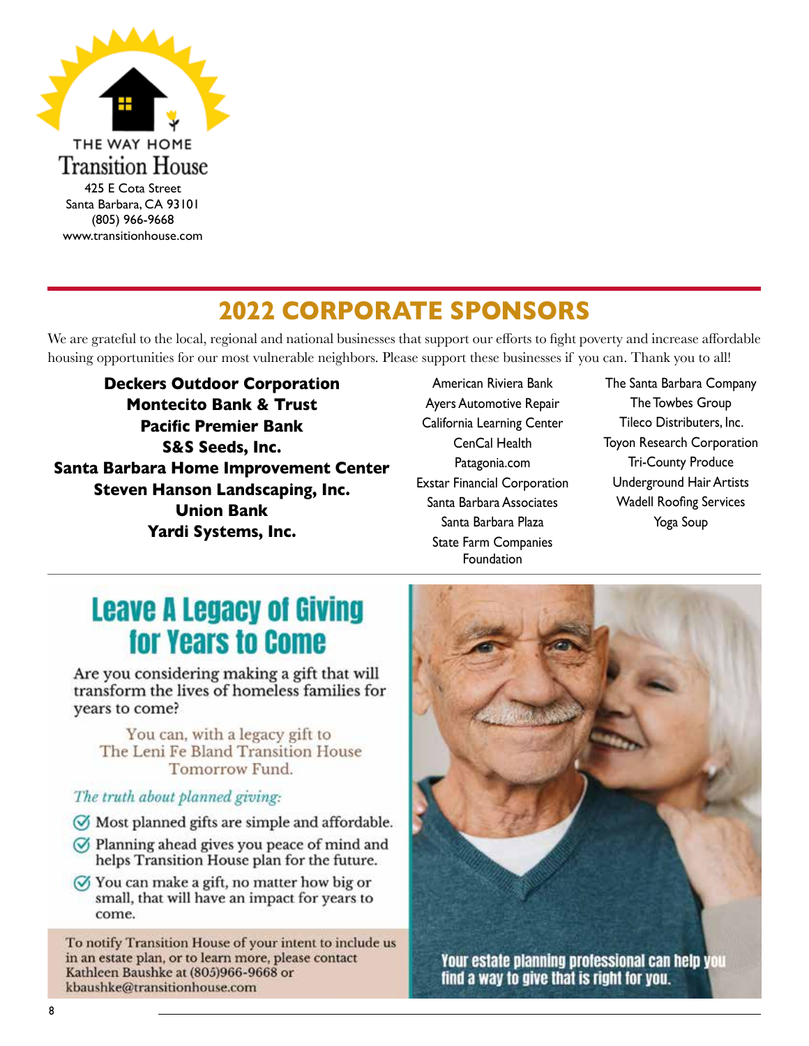THE WAY HOME

Transition House

425 E Cota Street
Santa Barbara, CA 93101
(805) 966-9668
www.transitionhouse.com

## 2022 CORPORATE SPONSORS

We are grateful to the local, regional and national businesses that support our efforts to fight poverty and increase affordable housing opportunities for our most vulnerable neighbors. Please support these businesses if you can. Thank you to all!

**Deckers Outdoor Corporation**
**Montecito Bank & Trust**
**Pacific Premier Bank**
**S&S Seeds, Inc.**
**Santa Barbara Home Improvement Center**
**Steven Hanson Landscaping, Inc.**
**Union Bank**
**Yardi Systems, Inc.**

American Riviera Bank
Ayers Automotive Repair
California Learning Center
CenCal Health
Patagonia.com
Exstar Financial Corporation
Santa Barbara Associates
Santa Barbara Plaza
State Farm Companies Foundation

The Santa Barbara Company
The Towbes Group
Tileco Distributers, Inc.
Toyon Research Corporation
Tri-County Produce
Underground Hair Artists
Wadell Roofing Services
Yoga Soup

## Leave A Legacy of Giving for Years to Come

Are you considering making a gift that will transform the lives of homeless families for years to come?

You can, with a legacy gift to The Leni Fe Bland Transition House Tomorrow Fund.

*The truth about planned giving:*

- Most planned gifts are simple and affordable.
- Planning ahead gives you peace of mind and helps Transition House plan for the future.
- You can make a gift, no matter how big or small, that will have an impact for years to come.

To notify Transition House of your intent to include us in an estate plan, or to learn more, please contact Kathleen Baushke at (805)966-9668 or kbaushke@transitionhouse.com

**Your estate planning professional can help you find a way to give that is right for you.**